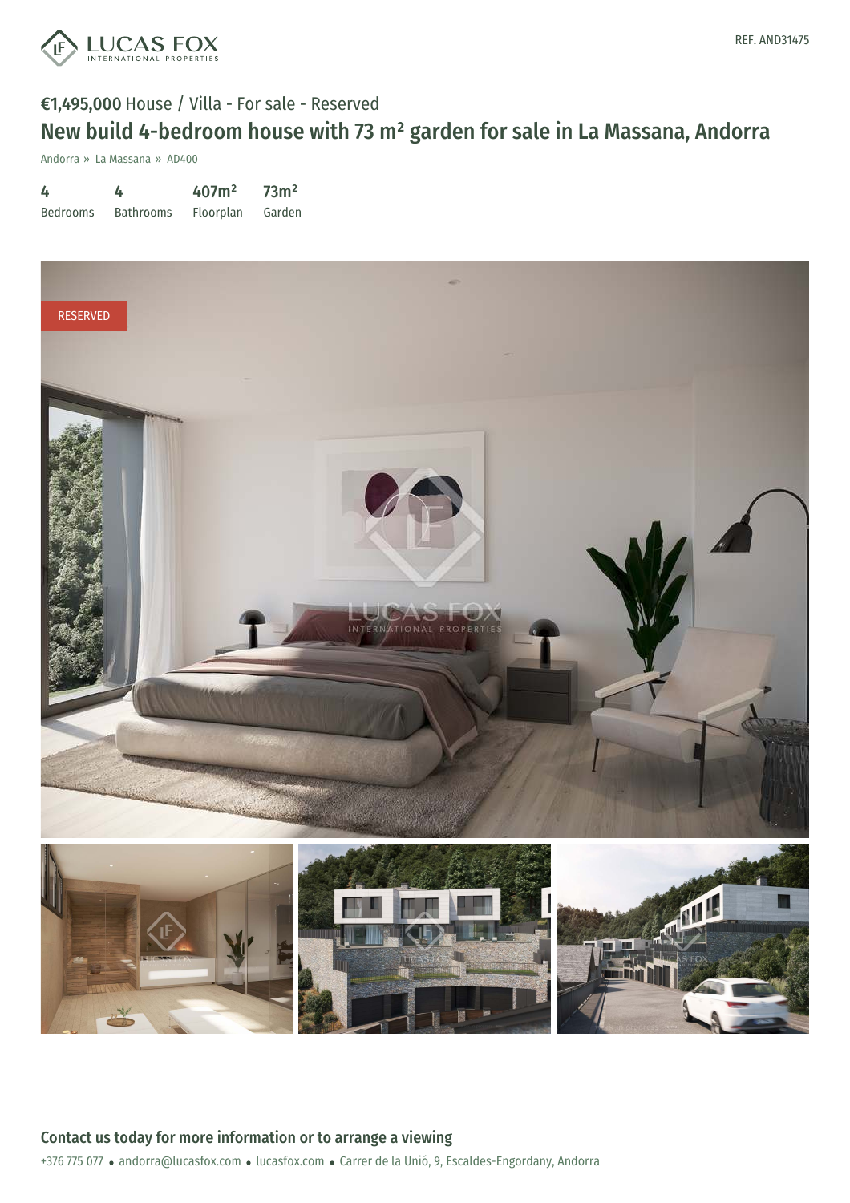REF. AND31475

€1,495,000 House / Villa - For sale - Reserved

# New build 4-bedroom house with 73 m² garden for sale in La Massana, Andorra

Andorra » La Massana » AD400

| 4 | 4 | 407m² | 73m² |
|---|---|---|---|
| Bedrooms | Bathrooms | Floorplan | Garden |

RESERVED

## Contact us today for more information or to arrange a viewing

+376 775 077 • andorra@lucasfox.com • lucasfox.com • Carrer de la Unió, 9, Escaldes-Engordany, Andorra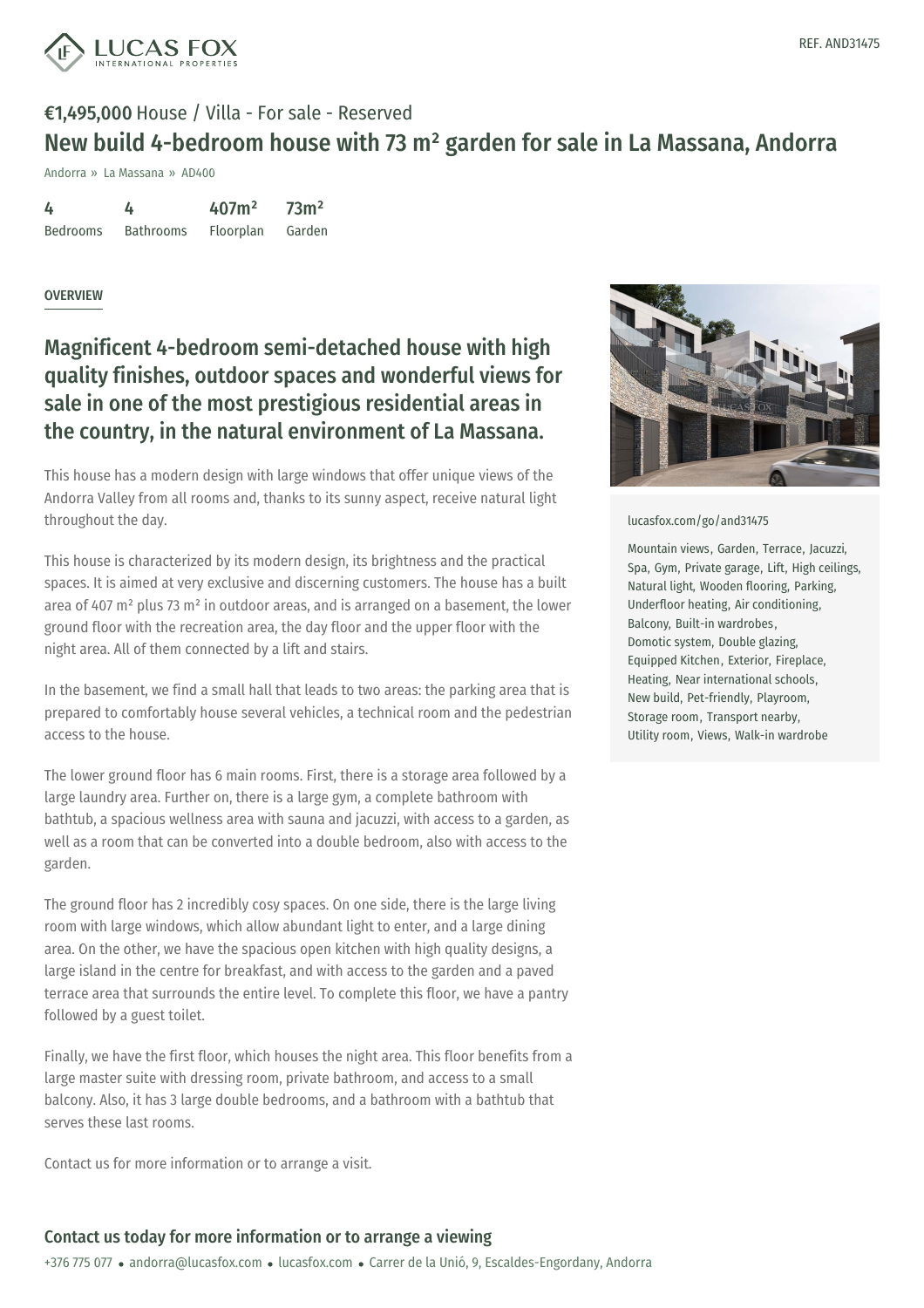REF. AND31475

**€1,495,000** House / Villa - For sale - Reserved

# New build 4-bedroom house with 73 m² garden for sale in La Massana, Andorra

Andorra » La Massana » AD400

| 4 | 4 | 407m² | 73m² |
|---|---|---|---|
| Bedrooms | Bathrooms | Floorplan | Garden |

## OVERVIEW

## Magnificent 4-bedroom semi-detached house with high quality finishes, outdoor spaces and wonderful views for sale in one of the most prestigious residential areas in the country, in the natural environment of La Massana.

This house has a modern design with large windows that offer unique views of the Andorra Valley from all rooms and, thanks to its sunny aspect, receive natural light throughout the day.

This house is characterized by its modern design, its brightness and the practical spaces. It is aimed at very exclusive and discerning customers. The house has a built area of 407 m² plus 73 m² in outdoor areas, and is arranged on a basement, the lower ground floor with the recreation area, the day floor and the upper floor with the night area. All of them connected by a lift and stairs.

In the basement, we find a small hall that leads to two areas: the parking area that is prepared to comfortably house several vehicles, a technical room and the pedestrian access to the house.

The lower ground floor has 6 main rooms. First, there is a storage area followed by a large laundry area. Further on, there is a large gym, a complete bathroom with bathtub, a spacious wellness area with sauna and jacuzzi, with access to a garden, as well as a room that can be converted into a double bedroom, also with access to the garden.

The ground floor has 2 incredibly cosy spaces. On one side, there is the large living room with large windows, which allow abundant light to enter, and a large dining area. On the other, we have the spacious open kitchen with high quality designs, a large island in the centre for breakfast, and with access to the garden and a paved terrace area that surrounds the entire level. To complete this floor, we have a pantry followed by a guest toilet.

Finally, we have the first floor, which houses the night area. This floor benefits from a large master suite with dressing room, private bathroom, and access to a small balcony. Also, it has 3 large double bedrooms, and a bathroom with a bathtub that serves these last rooms.

Contact us for more information or to arrange a visit.

lucasfox.com/go/and31475

Mountain views, Garden, Terrace, Jacuzzi, Spa, Gym, Private garage, Lift, High ceilings, Natural light, Wooden flooring, Parking, Underfloor heating, Air conditioning, Balcony, Built-in wardrobes, Domotic system, Double glazing, Equipped Kitchen, Exterior, Fireplace, Heating, Near international schools, New build, Pet-friendly, Playroom, Storage room, Transport nearby, Utility room, Views, Walk-in wardrobe

## Contact us today for more information or to arrange a viewing

+376 775 077 • andorra@lucasfox.com • lucasfox.com • Carrer de la Unió, 9, Escaldes-Engordany, Andorra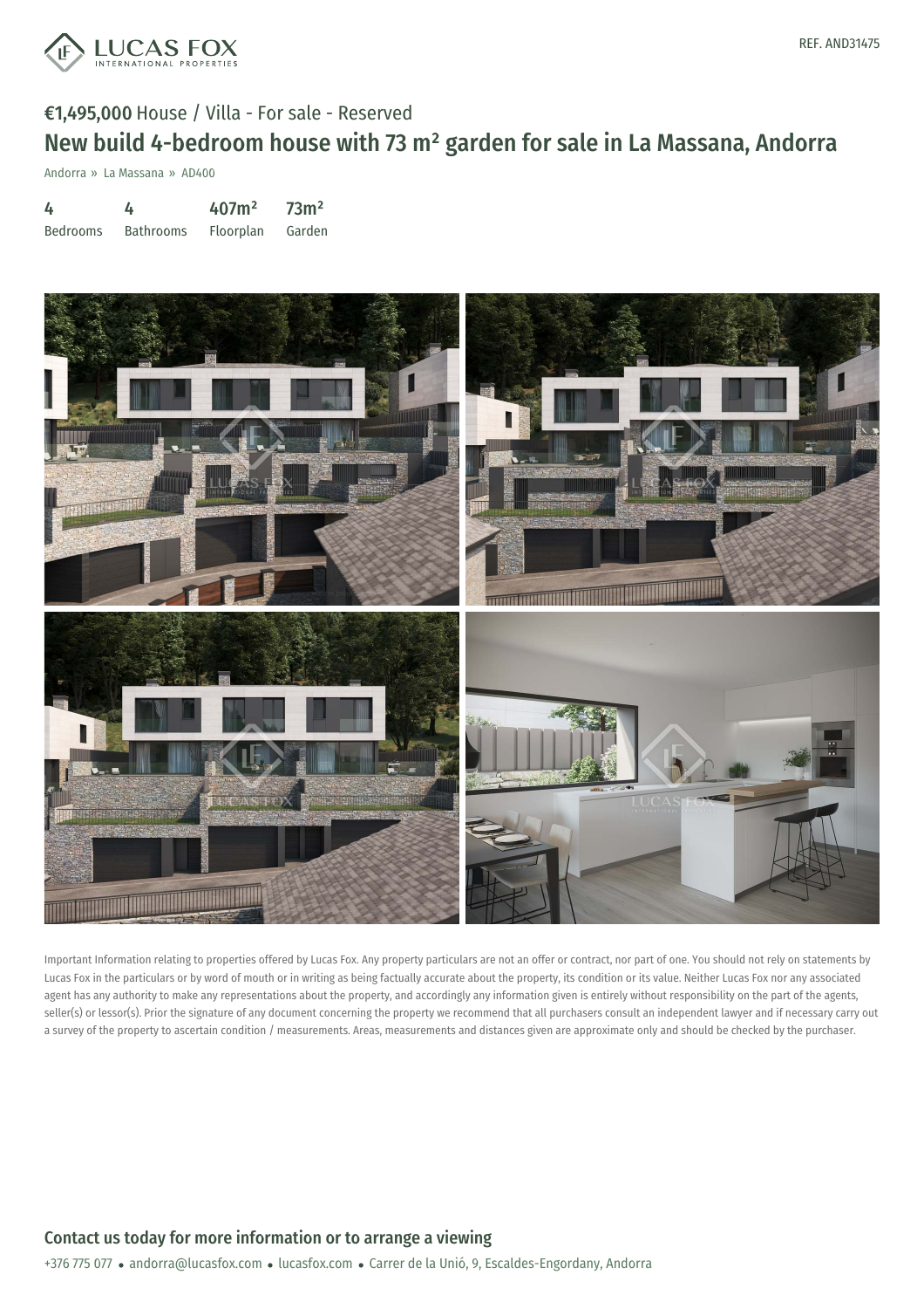REF. AND31475

**€1,495,000** House / Villa - For sale - Reserved

# New build 4-bedroom house with 73 m² garden for sale in La Massana, Andorra

Andorra » La Massana » AD400

| 4 | 4 | 407m² | 73m² |
|---|---|---|---|
| Bedrooms | Bathrooms | Floorplan | Garden |

Important Information relating to properties offered by Lucas Fox. Any property particulars are not an offer or contract, nor part of one. You should not rely on statements by Lucas Fox in the particulars or by word of mouth or in writing as being factually accurate about the property, its condition or its value. Neither Lucas Fox nor any associated agent has any authority to make any representations about the property, and accordingly any information given is entirely without responsibility on the part of the agents, seller(s) or lessor(s). Prior the signature of any document concerning the property we recommend that all purchasers consult an independent lawyer and if necessary carry out a survey of the property to ascertain condition / measurements. Areas, measurements and distances given are approximate only and should be checked by the purchaser.

## Contact us today for more information or to arrange a viewing

+376 775 077 • andorra@lucasfox.com • lucasfox.com • Carrer de la Unió, 9, Escaldes-Engordany, Andorra